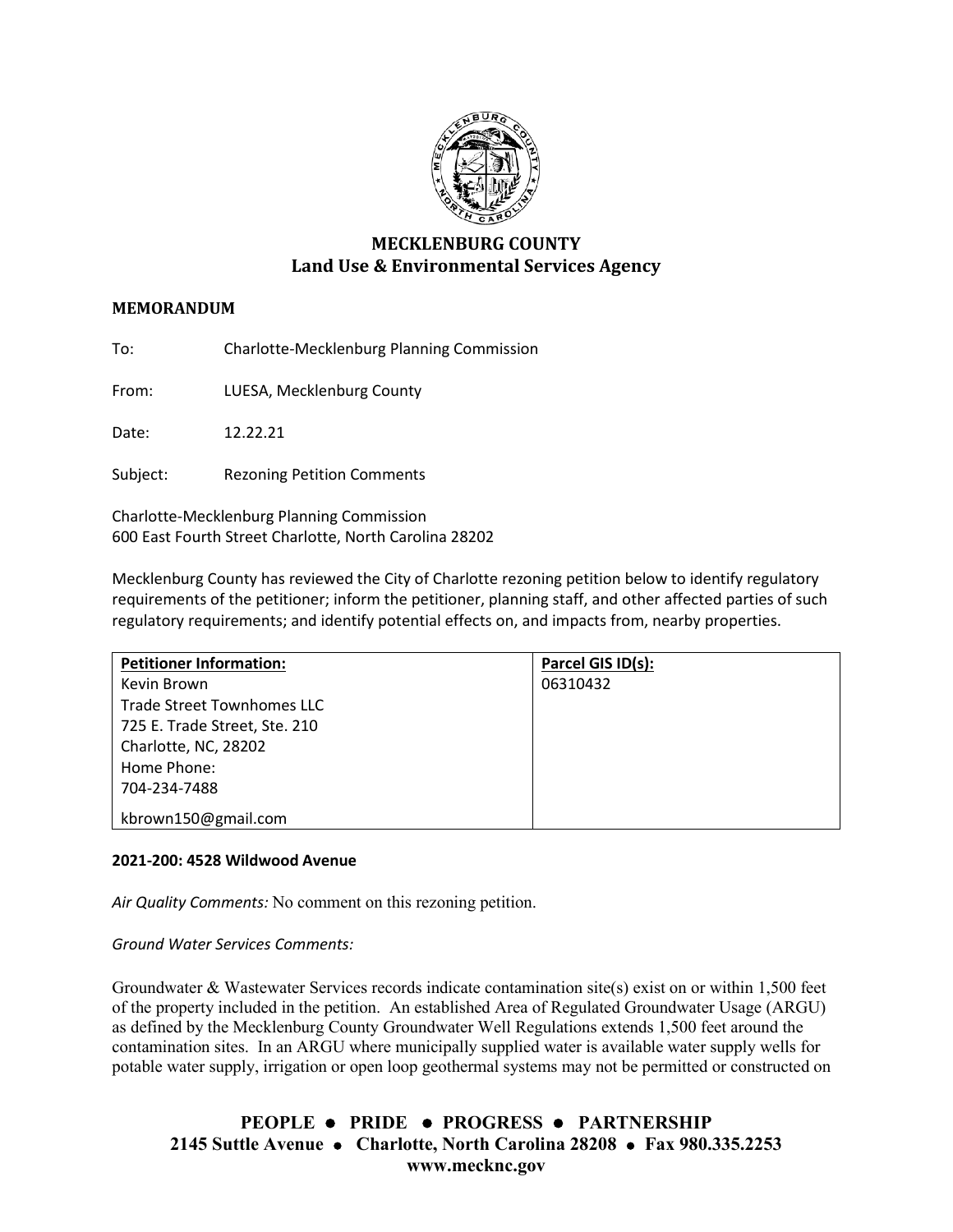# MECKLENBURG COUNTY
## Land Use & Environmental Services Agency

**MEMORANDUM**

To: Charlotte-Mecklenburg Planning Commission

From: LUESA, Mecklenburg County

Date: 12.22.21

Subject: Rezoning Petition Comments

Charlotte-Mecklenburg Planning Commission
600 East Fourth Street Charlotte, North Carolina 28202

Mecklenburg County has reviewed the City of Charlotte rezoning petition below to identify regulatory requirements of the petitioner; inform the petitioner, planning staff, and other affected parties of such regulatory requirements; and identify potential effects on, and impacts from, nearby properties.

| Petitioner Information: | Parcel GIS ID(s): |
| --- | --- |
| Kevin Brown<br>Trade Street Townhomes LLC<br>725 E. Trade Street, Ste. 210<br>Charlotte, NC, 28202<br>Home Phone:<br>704-234-7488<br>kbrown150@gmail.com | 06310432 |

**2021-200: 4528 Wildwood Avenue**

*Air Quality Comments:* No comment on this rezoning petition.

*Ground Water Services Comments:*

Groundwater & Wastewater Services records indicate contamination site(s) exist on or within 1,500 feet of the property included in the petition. An established Area of Regulated Groundwater Usage (ARGU) as defined by the Mecklenburg County Groundwater Well Regulations extends 1,500 feet around the contamination sites. In an ARGU where municipally supplied water is available water supply wells for potable water supply, irrigation or open loop geothermal systems may not be permitted or constructed on

**PEOPLE • PRIDE • PROGRESS • PARTNERSHIP**
**2145 Suttle Avenue • Charlotte, North Carolina 28208 • Fax 980.335.2253**
**www.mecknc.gov**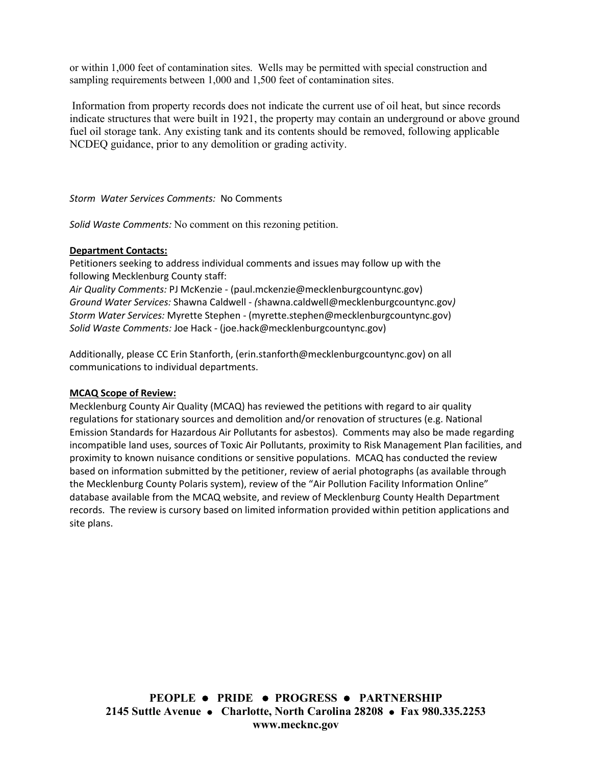or within 1,000 feet of contamination sites. Wells may be permitted with special construction and sampling requirements between 1,000 and 1,500 feet of contamination sites.

Information from property records does not indicate the current use of oil heat, but since records indicate structures that were built in 1921, the property may contain an underground or above ground fuel oil storage tank. Any existing tank and its contents should be removed, following applicable NCDEQ guidance, prior to any demolition or grading activity.

*Storm Water Services Comments:* No Comments

*Solid Waste Comments:* No comment on this rezoning petition.

**Department Contacts:**

Petitioners seeking to address individual comments and issues may follow up with the following Mecklenburg County staff:
*Air Quality Comments:* PJ McKenzie - (paul.mckenzie@mecklenburgcountync.gov)
*Ground Water Services:* Shawna Caldwell - *(*shawna.caldwell@mecklenburgcountync.gov*)*
*Storm Water Services:* Myrette Stephen - (myrette.stephen@mecklenburgcountync.gov)
*Solid Waste Comments:* Joe Hack - (joe.hack@mecklenburgcountync.gov)

Additionally, please CC Erin Stanforth, (erin.stanforth@mecklenburgcountync.gov) on all communications to individual departments.

**MCAQ Scope of Review:**

Mecklenburg County Air Quality (MCAQ) has reviewed the petitions with regard to air quality regulations for stationary sources and demolition and/or renovation of structures (e.g. National Emission Standards for Hazardous Air Pollutants for asbestos). Comments may also be made regarding incompatible land uses, sources of Toxic Air Pollutants, proximity to Risk Management Plan facilities, and proximity to known nuisance conditions or sensitive populations. MCAQ has conducted the review based on information submitted by the petitioner, review of aerial photographs (as available through the Mecklenburg County Polaris system), review of the "Air Pollution Facility Information Online" database available from the MCAQ website, and review of Mecklenburg County Health Department records. The review is cursory based on limited information provided within petition applications and site plans.

**PEOPLE • PRIDE • PROGRESS • PARTNERSHIP**
**2145 Suttle Avenue • Charlotte, North Carolina 28208 • Fax 980.335.2253**
**www.mecknc.gov**